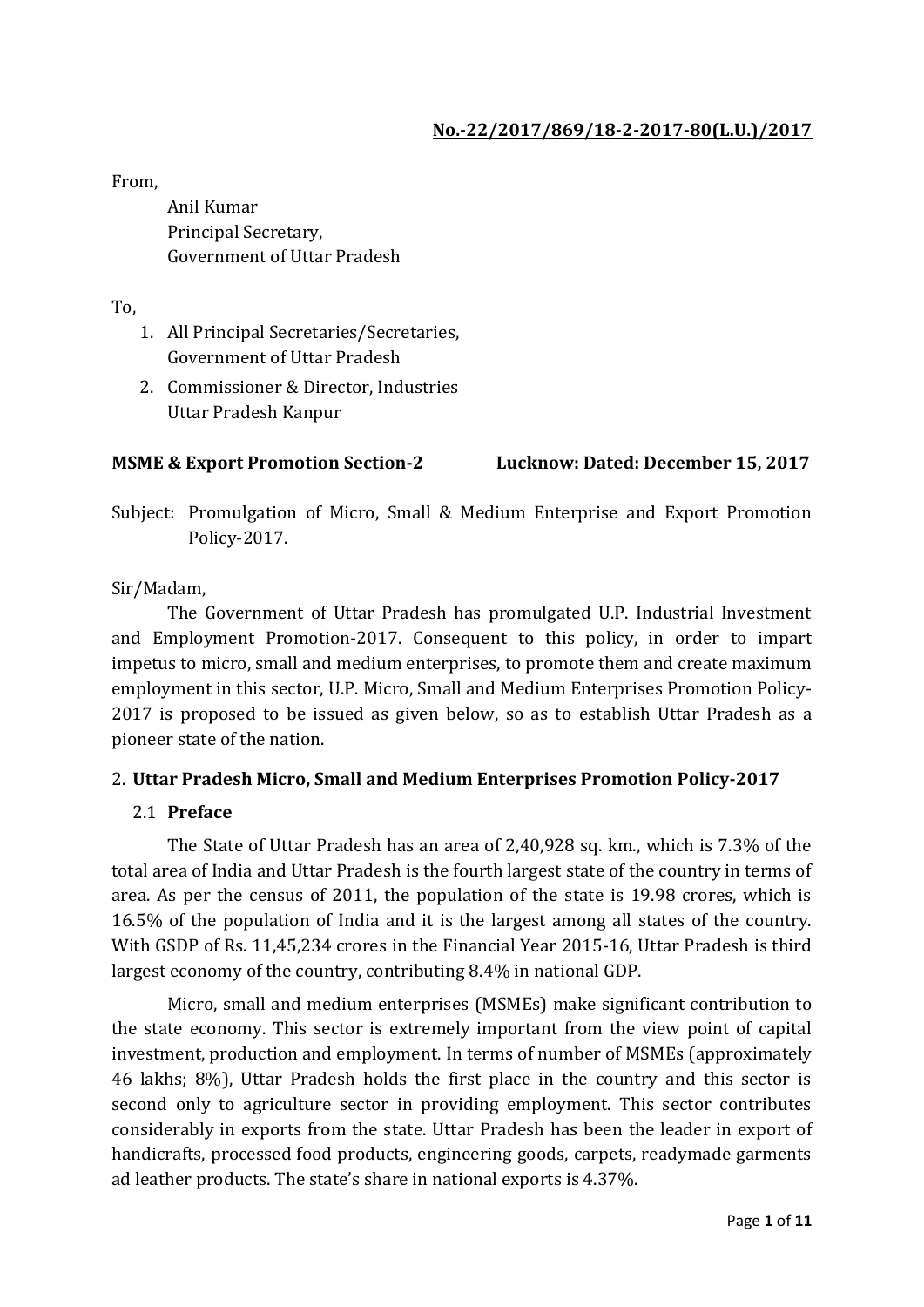**No.-22/2017/869/18-2-2017-80(L.U.)/2017**

From,

Anil Kumar
Principal Secretary,
Government of Uttar Pradesh

To,

1. All Principal Secretaries/Secretaries, Government of Uttar Pradesh
2. Commissioner & Director, Industries Uttar Pradesh Kanpur

**MSME & Export Promotion Section-2** **Lucknow: Dated: December 15, 2017**

Subject: Promulgation of Micro, Small & Medium Enterprise and Export Promotion Policy-2017.

Sir/Madam,

The Government of Uttar Pradesh has promulgated U.P. Industrial Investment and Employment Promotion-2017. Consequent to this policy, in order to impart impetus to micro, small and medium enterprises, to promote them and create maximum employment in this sector, U.P. Micro, Small and Medium Enterprises Promotion Policy-2017 is proposed to be issued as given below, so as to establish Uttar Pradesh as a pioneer state of the nation.

## 2. Uttar Pradesh Micro, Small and Medium Enterprises Promotion Policy-2017

### 2.1 Preface

The State of Uttar Pradesh has an area of 2,40,928 sq. km., which is 7.3% of the total area of India and Uttar Pradesh is the fourth largest state of the country in terms of area. As per the census of 2011, the population of the state is 19.98 crores, which is 16.5% of the population of India and it is the largest among all states of the country. With GSDP of Rs. 11,45,234 crores in the Financial Year 2015-16, Uttar Pradesh is third largest economy of the country, contributing 8.4% in national GDP.

Micro, small and medium enterprises (MSMEs) make significant contribution to the state economy. This sector is extremely important from the view point of capital investment, production and employment. In terms of number of MSMEs (approximately 46 lakhs; 8%), Uttar Pradesh holds the first place in the country and this sector is second only to agriculture sector in providing employment. This sector contributes considerably in exports from the state. Uttar Pradesh has been the leader in export of handicrafts, processed food products, engineering goods, carpets, readymade garments ad leather products. The state's share in national exports is 4.37%.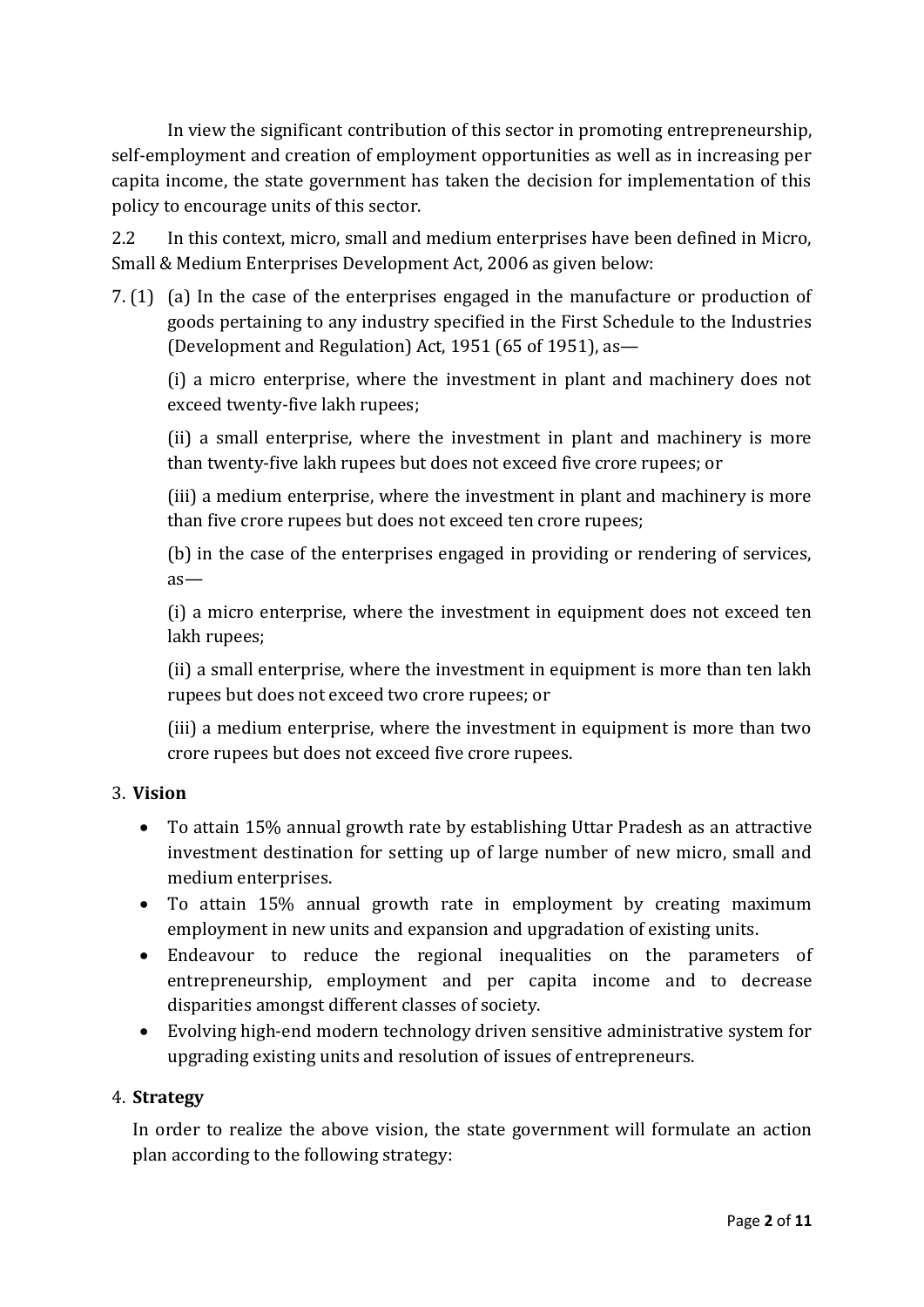In view the significant contribution of this sector in promoting entrepreneurship, self-employment and creation of employment opportunities as well as in increasing per capita income, the state government has taken the decision for implementation of this policy to encourage units of this sector.

2.2 In this context, micro, small and medium enterprises have been defined in Micro, Small & Medium Enterprises Development Act, 2006 as given below:

7. (1) (a) In the case of the enterprises engaged in the manufacture or production of goods pertaining to any industry specified in the First Schedule to the Industries (Development and Regulation) Act, 1951 (65 of 1951), as—

(i) a micro enterprise, where the investment in plant and machinery does not exceed twenty-five lakh rupees;

(ii) a small enterprise, where the investment in plant and machinery is more than twenty-five lakh rupees but does not exceed five crore rupees; or

(iii) a medium enterprise, where the investment in plant and machinery is more than five crore rupees but does not exceed ten crore rupees;

(b) in the case of the enterprises engaged in providing or rendering of services, as—

(i) a micro enterprise, where the investment in equipment does not exceed ten lakh rupees;

(ii) a small enterprise, where the investment in equipment is more than ten lakh rupees but does not exceed two crore rupees; or

(iii) a medium enterprise, where the investment in equipment is more than two crore rupees but does not exceed five crore rupees.

## 3. Vision

- To attain 15% annual growth rate by establishing Uttar Pradesh as an attractive investment destination for setting up of large number of new micro, small and medium enterprises.
- To attain 15% annual growth rate in employment by creating maximum employment in new units and expansion and upgradation of existing units.
- Endeavour to reduce the regional inequalities on the parameters of entrepreneurship, employment and per capita income and to decrease disparities amongst different classes of society.
- Evolving high-end modern technology driven sensitive administrative system for upgrading existing units and resolution of issues of entrepreneurs.

## 4. Strategy

In order to realize the above vision, the state government will formulate an action plan according to the following strategy: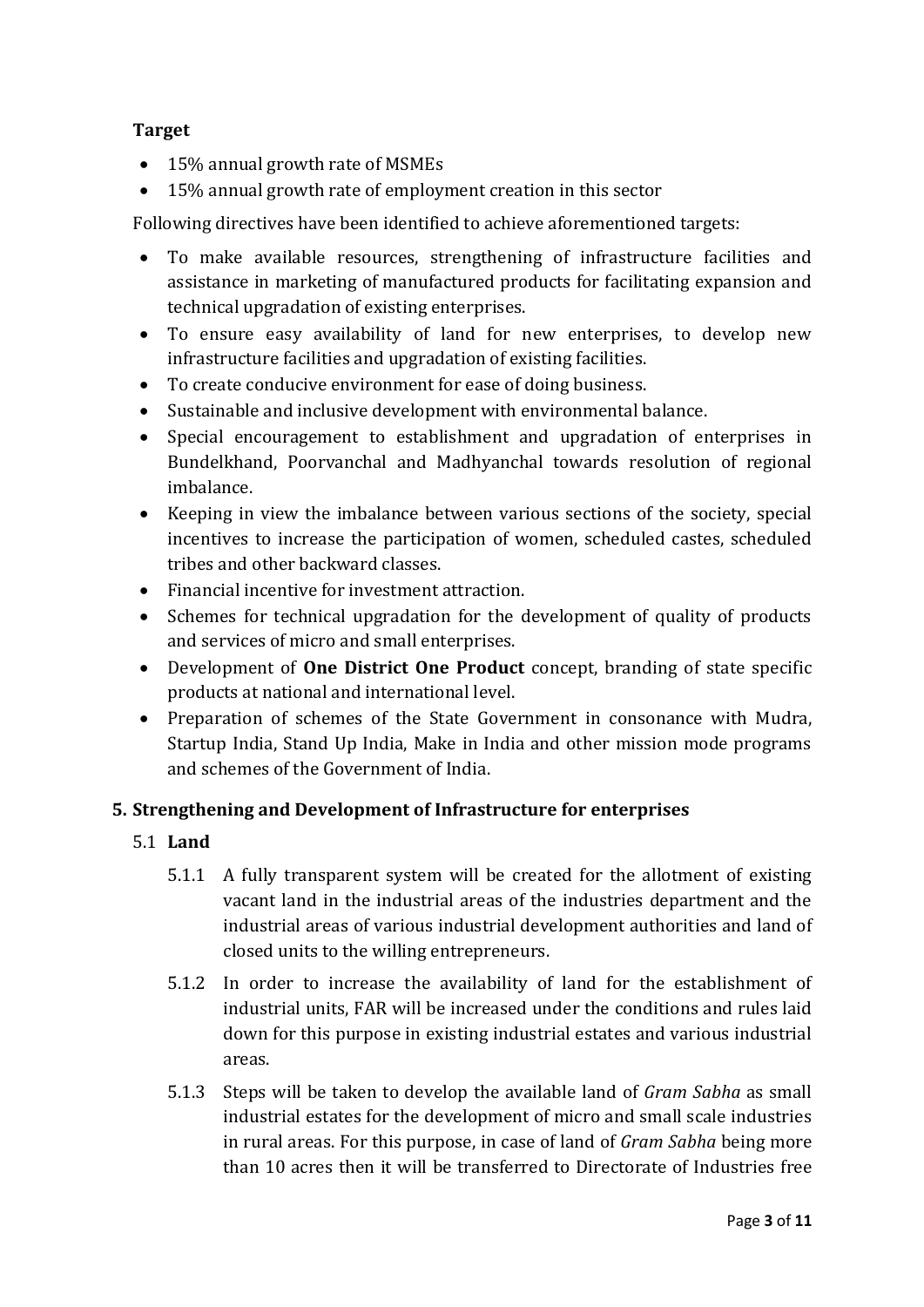**Target**

- 15% annual growth rate of MSMEs
- 15% annual growth rate of employment creation in this sector

Following directives have been identified to achieve aforementioned targets:

- To make available resources, strengthening of infrastructure facilities and assistance in marketing of manufactured products for facilitating expansion and technical upgradation of existing enterprises.
- To ensure easy availability of land for new enterprises, to develop new infrastructure facilities and upgradation of existing facilities.
- To create conducive environment for ease of doing business.
- Sustainable and inclusive development with environmental balance.
- Special encouragement to establishment and upgradation of enterprises in Bundelkhand, Poorvanchal and Madhyanchal towards resolution of regional imbalance.
- Keeping in view the imbalance between various sections of the society, special incentives to increase the participation of women, scheduled castes, scheduled tribes and other backward classes.
- Financial incentive for investment attraction.
- Schemes for technical upgradation for the development of quality of products and services of micro and small enterprises.
- Development of **One District One Product** concept, branding of state specific products at national and international level.
- Preparation of schemes of the State Government in consonance with Mudra, Startup India, Stand Up India, Make in India and other mission mode programs and schemes of the Government of India.

## 5. Strengthening and Development of Infrastructure for enterprises

### 5.1 Land

5.1.1 A fully transparent system will be created for the allotment of existing vacant land in the industrial areas of the industries department and the industrial areas of various industrial development authorities and land of closed units to the willing entrepreneurs.

5.1.2 In order to increase the availability of land for the establishment of industrial units, FAR will be increased under the conditions and rules laid down for this purpose in existing industrial estates and various industrial areas.

5.1.3 Steps will be taken to develop the available land of *Gram Sabha* as small industrial estates for the development of micro and small scale industries in rural areas. For this purpose, in case of land of *Gram Sabha* being more than 10 acres then it will be transferred to Directorate of Industries free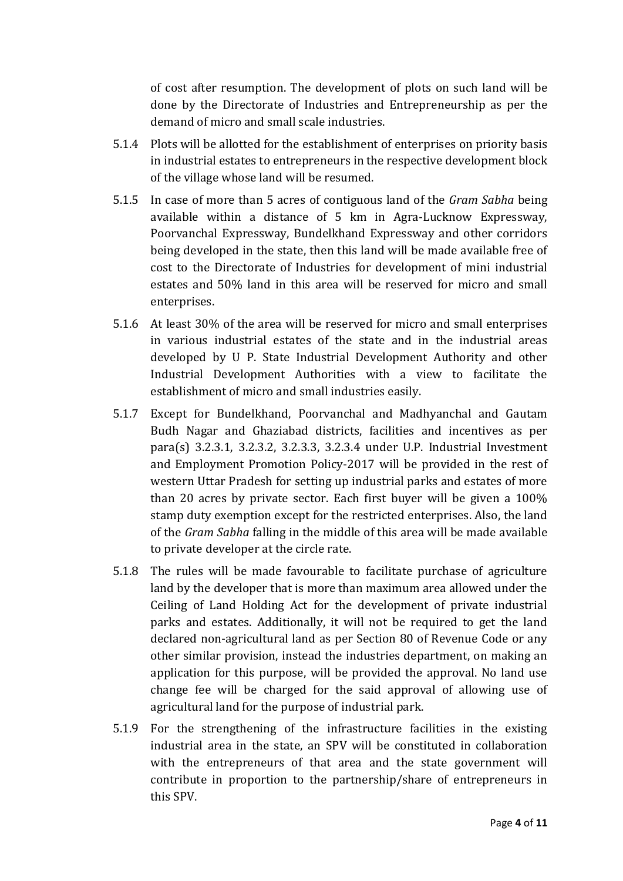of cost after resumption. The development of plots on such land will be done by the Directorate of Industries and Entrepreneurship as per the demand of micro and small scale industries.

5.1.4 Plots will be allotted for the establishment of enterprises on priority basis in industrial estates to entrepreneurs in the respective development block of the village whose land will be resumed.

5.1.5 In case of more than 5 acres of contiguous land of the *Gram Sabha* being available within a distance of 5 km in Agra-Lucknow Expressway, Poorvanchal Expressway, Bundelkhand Expressway and other corridors being developed in the state, then this land will be made available free of cost to the Directorate of Industries for development of mini industrial estates and 50% land in this area will be reserved for micro and small enterprises.

5.1.6 At least 30% of the area will be reserved for micro and small enterprises in various industrial estates of the state and in the industrial areas developed by U P. State Industrial Development Authority and other Industrial Development Authorities with a view to facilitate the establishment of micro and small industries easily.

5.1.7 Except for Bundelkhand, Poorvanchal and Madhyanchal and Gautam Budh Nagar and Ghaziabad districts, facilities and incentives as per para(s) 3.2.3.1, 3.2.3.2, 3.2.3.3, 3.2.3.4 under U.P. Industrial Investment and Employment Promotion Policy-2017 will be provided in the rest of western Uttar Pradesh for setting up industrial parks and estates of more than 20 acres by private sector. Each first buyer will be given a 100% stamp duty exemption except for the restricted enterprises. Also, the land of the *Gram Sabha* falling in the middle of this area will be made available to private developer at the circle rate.

5.1.8 The rules will be made favourable to facilitate purchase of agriculture land by the developer that is more than maximum area allowed under the Ceiling of Land Holding Act for the development of private industrial parks and estates. Additionally, it will not be required to get the land declared non-agricultural land as per Section 80 of Revenue Code or any other similar provision, instead the industries department, on making an application for this purpose, will be provided the approval. No land use change fee will be charged for the said approval of allowing use of agricultural land for the purpose of industrial park.

5.1.9 For the strengthening of the infrastructure facilities in the existing industrial area in the state, an SPV will be constituted in collaboration with the entrepreneurs of that area and the state government will contribute in proportion to the partnership/share of entrepreneurs in this SPV.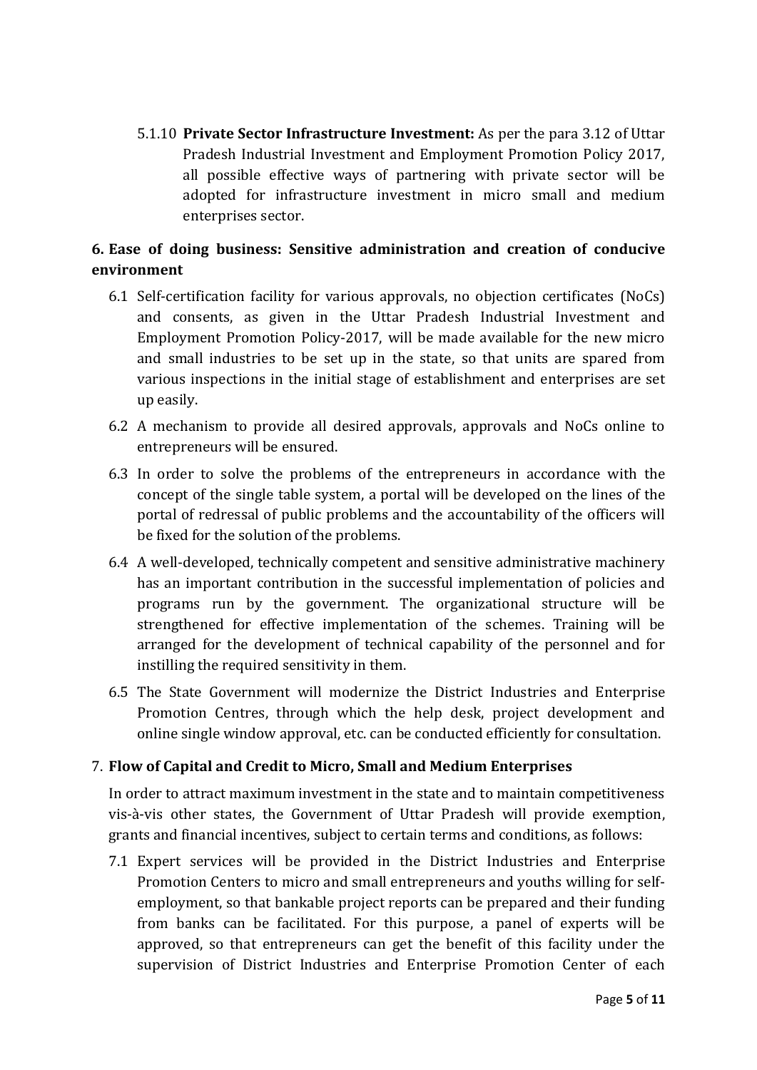5.1.10 **Private Sector Infrastructure Investment:** As per the para 3.12 of Uttar Pradesh Industrial Investment and Employment Promotion Policy 2017, all possible effective ways of partnering with private sector will be adopted for infrastructure investment in micro small and medium enterprises sector.

## 6. Ease of doing business: Sensitive administration and creation of conducive environment

6.1 Self-certification facility for various approvals, no objection certificates (NoCs) and consents, as given in the Uttar Pradesh Industrial Investment and Employment Promotion Policy-2017, will be made available for the new micro and small industries to be set up in the state, so that units are spared from various inspections in the initial stage of establishment and enterprises are set up easily.

6.2 A mechanism to provide all desired approvals, approvals and NoCs online to entrepreneurs will be ensured.

6.3 In order to solve the problems of the entrepreneurs in accordance with the concept of the single table system, a portal will be developed on the lines of the portal of redressal of public problems and the accountability of the officers will be fixed for the solution of the problems.

6.4 A well-developed, technically competent and sensitive administrative machinery has an important contribution in the successful implementation of policies and programs run by the government. The organizational structure will be strengthened for effective implementation of the schemes. Training will be arranged for the development of technical capability of the personnel and for instilling the required sensitivity in them.

6.5 The State Government will modernize the District Industries and Enterprise Promotion Centres, through which the help desk, project development and online single window approval, etc. can be conducted efficiently for consultation.

## 7. Flow of Capital and Credit to Micro, Small and Medium Enterprises

In order to attract maximum investment in the state and to maintain competitiveness vis-à-vis other states, the Government of Uttar Pradesh will provide exemption, grants and financial incentives, subject to certain terms and conditions, as follows:

7.1 Expert services will be provided in the District Industries and Enterprise Promotion Centers to micro and small entrepreneurs and youths willing for self-employment, so that bankable project reports can be prepared and their funding from banks can be facilitated. For this purpose, a panel of experts will be approved, so that entrepreneurs can get the benefit of this facility under the supervision of District Industries and Enterprise Promotion Center of each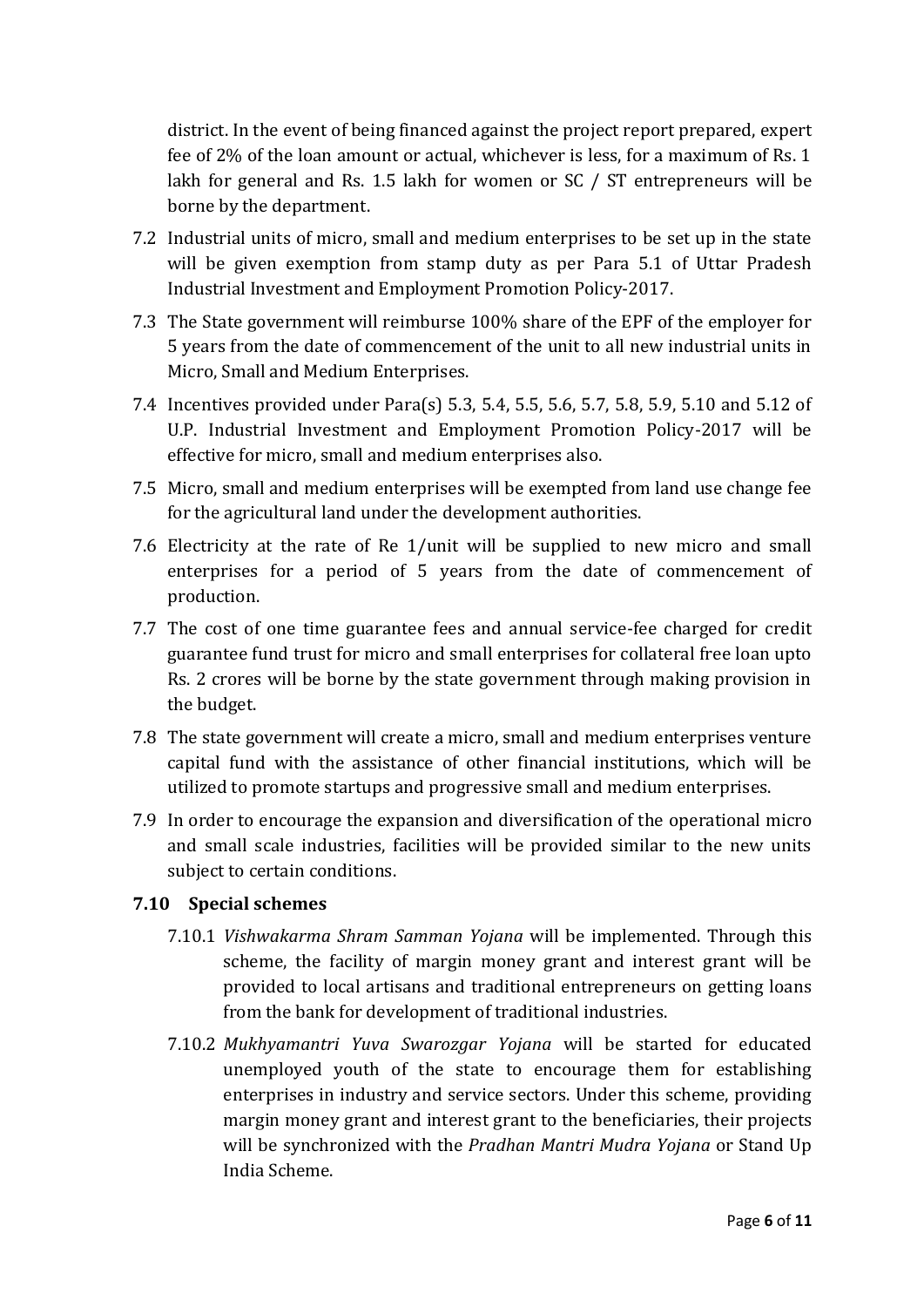district. In the event of being financed against the project report prepared, expert fee of 2% of the loan amount or actual, whichever is less, for a maximum of Rs. 1 lakh for general and Rs. 1.5 lakh for women or SC / ST entrepreneurs will be borne by the department.

7.2 Industrial units of micro, small and medium enterprises to be set up in the state will be given exemption from stamp duty as per Para 5.1 of Uttar Pradesh Industrial Investment and Employment Promotion Policy-2017.

7.3 The State government will reimburse 100% share of the EPF of the employer for 5 years from the date of commencement of the unit to all new industrial units in Micro, Small and Medium Enterprises.

7.4 Incentives provided under Para(s) 5.3, 5.4, 5.5, 5.6, 5.7, 5.8, 5.9, 5.10 and 5.12 of U.P. Industrial Investment and Employment Promotion Policy-2017 will be effective for micro, small and medium enterprises also.

7.5 Micro, small and medium enterprises will be exempted from land use change fee for the agricultural land under the development authorities.

7.6 Electricity at the rate of Re 1/unit will be supplied to new micro and small enterprises for a period of 5 years from the date of commencement of production.

7.7 The cost of one time guarantee fees and annual service-fee charged for credit guarantee fund trust for micro and small enterprises for collateral free loan upto Rs. 2 crores will be borne by the state government through making provision in the budget.

7.8 The state government will create a micro, small and medium enterprises venture capital fund with the assistance of other financial institutions, which will be utilized to promote startups and progressive small and medium enterprises.

7.9 In order to encourage the expansion and diversification of the operational micro and small scale industries, facilities will be provided similar to the new units subject to certain conditions.

### 7.10 Special schemes

7.10.1 *Vishwakarma Shram Samman Yojana* will be implemented. Through this scheme, the facility of margin money grant and interest grant will be provided to local artisans and traditional entrepreneurs on getting loans from the bank for development of traditional industries.

7.10.2 *Mukhyamantri Yuva Swarozgar Yojana* will be started for educated unemployed youth of the state to encourage them for establishing enterprises in industry and service sectors. Under this scheme, providing margin money grant and interest grant to the beneficiaries, their projects will be synchronized with the *Pradhan Mantri Mudra Yojana* or Stand Up India Scheme.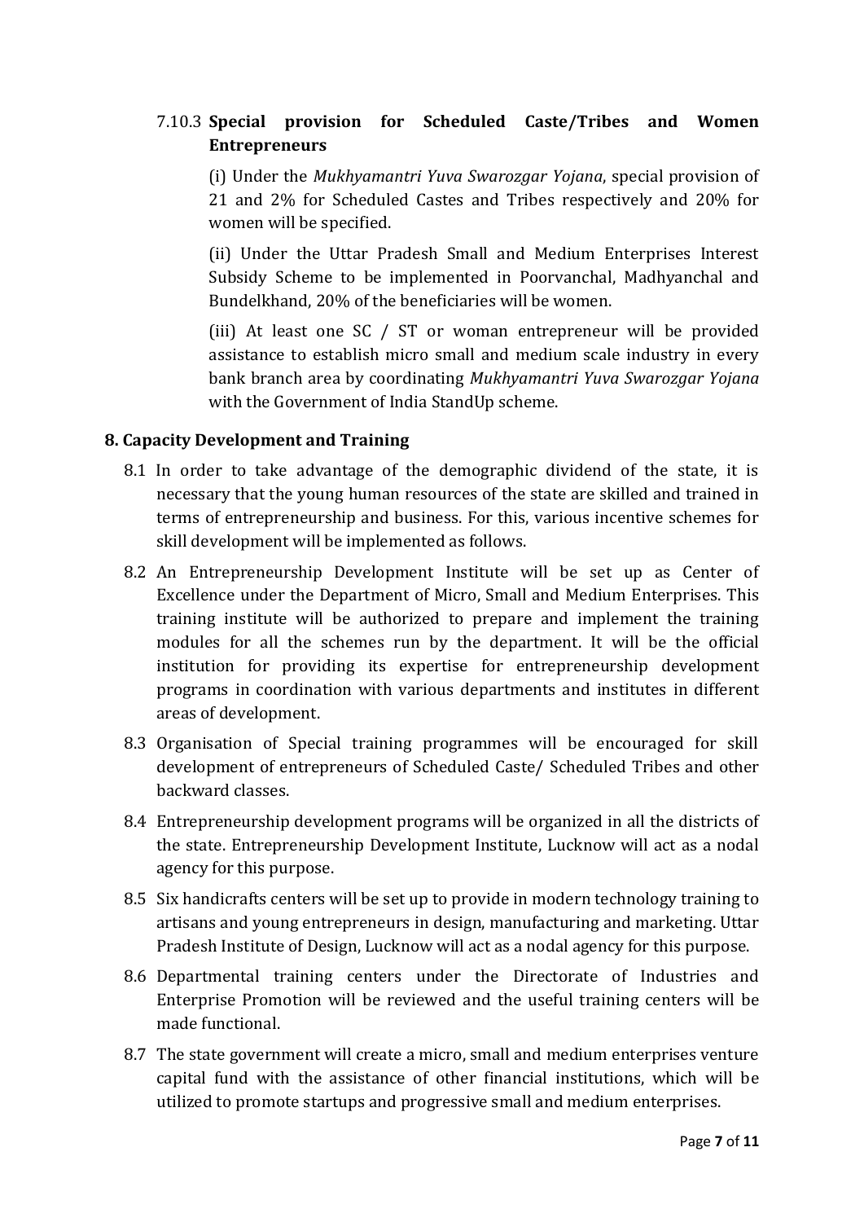### 7.10.3 **Special provision for Scheduled Caste/Tribes and Women Entrepreneurs**

(i) Under the *Mukhyamantri Yuva Swarozgar Yojana*, special provision of 21 and 2% for Scheduled Castes and Tribes respectively and 20% for women will be specified.

(ii) Under the Uttar Pradesh Small and Medium Enterprises Interest Subsidy Scheme to be implemented in Poorvanchal, Madhyanchal and Bundelkhand, 20% of the beneficiaries will be women.

(iii) At least one SC / ST or woman entrepreneur will be provided assistance to establish micro small and medium scale industry in every bank branch area by coordinating *Mukhyamantri Yuva Swarozgar Yojana* with the Government of India StandUp scheme.

## 8. Capacity Development and Training

8.1 In order to take advantage of the demographic dividend of the state, it is necessary that the young human resources of the state are skilled and trained in terms of entrepreneurship and business. For this, various incentive schemes for skill development will be implemented as follows.

8.2 An Entrepreneurship Development Institute will be set up as Center of Excellence under the Department of Micro, Small and Medium Enterprises. This training institute will be authorized to prepare and implement the training modules for all the schemes run by the department. It will be the official institution for providing its expertise for entrepreneurship development programs in coordination with various departments and institutes in different areas of development.

8.3 Organisation of Special training programmes will be encouraged for skill development of entrepreneurs of Scheduled Caste/ Scheduled Tribes and other backward classes.

8.4 Entrepreneurship development programs will be organized in all the districts of the state. Entrepreneurship Development Institute, Lucknow will act as a nodal agency for this purpose.

8.5 Six handicrafts centers will be set up to provide in modern technology training to artisans and young entrepreneurs in design, manufacturing and marketing. Uttar Pradesh Institute of Design, Lucknow will act as a nodal agency for this purpose.

8.6 Departmental training centers under the Directorate of Industries and Enterprise Promotion will be reviewed and the useful training centers will be made functional.

8.7 The state government will create a micro, small and medium enterprises venture capital fund with the assistance of other financial institutions, which will be utilized to promote startups and progressive small and medium enterprises.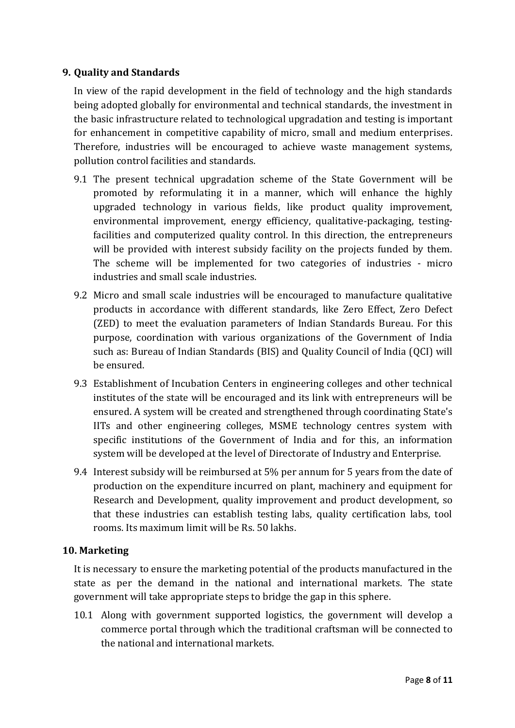## 9. Quality and Standards

In view of the rapid development in the field of technology and the high standards being adopted globally for environmental and technical standards, the investment in the basic infrastructure related to technological upgradation and testing is important for enhancement in competitive capability of micro, small and medium enterprises. Therefore, industries will be encouraged to achieve waste management systems, pollution control facilities and standards.

9.1 The present technical upgradation scheme of the State Government will be promoted by reformulating it in a manner, which will enhance the highly upgraded technology in various fields, like product quality improvement, environmental improvement, energy efficiency, qualitative-packaging, testing-facilities and computerized quality control. In this direction, the entrepreneurs will be provided with interest subsidy facility on the projects funded by them. The scheme will be implemented for two categories of industries - micro industries and small scale industries.

9.2 Micro and small scale industries will be encouraged to manufacture qualitative products in accordance with different standards, like Zero Effect, Zero Defect (ZED) to meet the evaluation parameters of Indian Standards Bureau. For this purpose, coordination with various organizations of the Government of India such as: Bureau of Indian Standards (BIS) and Quality Council of India (QCI) will be ensured.

9.3 Establishment of Incubation Centers in engineering colleges and other technical institutes of the state will be encouraged and its link with entrepreneurs will be ensured. A system will be created and strengthened through coordinating State's IITs and other engineering colleges, MSME technology centres system with specific institutions of the Government of India and for this, an information system will be developed at the level of Directorate of Industry and Enterprise.

9.4 Interest subsidy will be reimbursed at 5% per annum for 5 years from the date of production on the expenditure incurred on plant, machinery and equipment for Research and Development, quality improvement and product development, so that these industries can establish testing labs, quality certification labs, tool rooms. Its maximum limit will be Rs. 50 lakhs.

## 10. Marketing

It is necessary to ensure the marketing potential of the products manufactured in the state as per the demand in the national and international markets. The state government will take appropriate steps to bridge the gap in this sphere.

10.1 Along with government supported logistics, the government will develop a commerce portal through which the traditional craftsman will be connected to the national and international markets.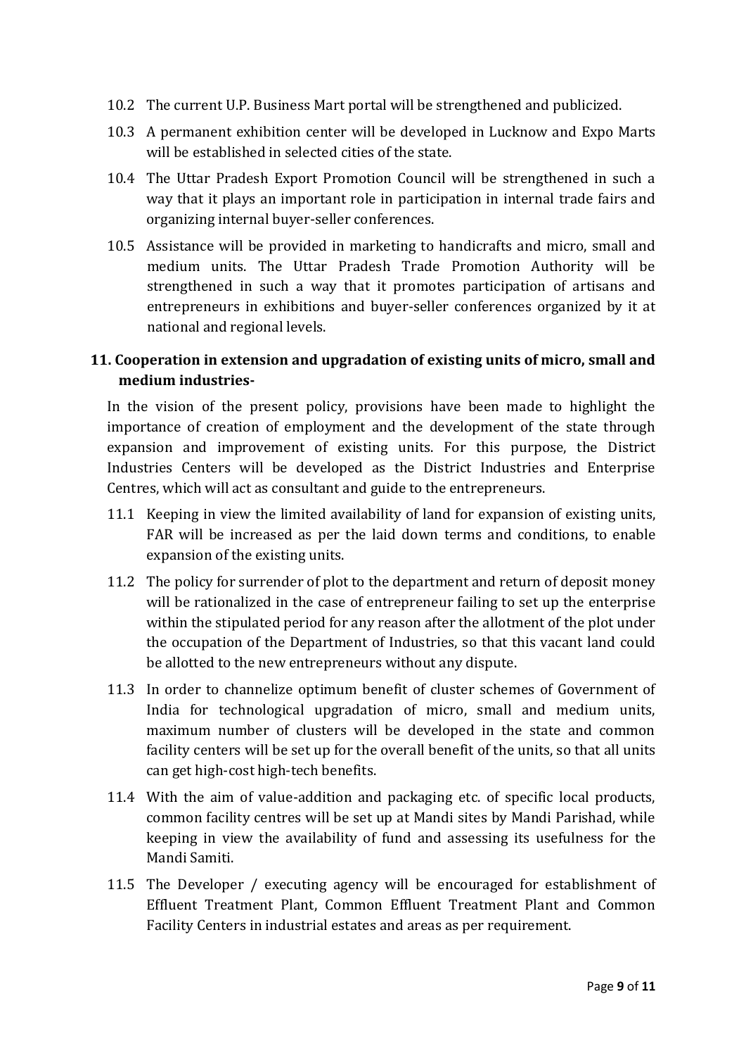10.2 The current U.P. Business Mart portal will be strengthened and publicized.

10.3 A permanent exhibition center will be developed in Lucknow and Expo Marts will be established in selected cities of the state.

10.4 The Uttar Pradesh Export Promotion Council will be strengthened in such a way that it plays an important role in participation in internal trade fairs and organizing internal buyer-seller conferences.

10.5 Assistance will be provided in marketing to handicrafts and micro, small and medium units. The Uttar Pradesh Trade Promotion Authority will be strengthened in such a way that it promotes participation of artisans and entrepreneurs in exhibitions and buyer-seller conferences organized by it at national and regional levels.

## 11. Cooperation in extension and upgradation of existing units of micro, small and medium industries-

In the vision of the present policy, provisions have been made to highlight the importance of creation of employment and the development of the state through expansion and improvement of existing units. For this purpose, the District Industries Centers will be developed as the District Industries and Enterprise Centres, which will act as consultant and guide to the entrepreneurs.

11.1 Keeping in view the limited availability of land for expansion of existing units, FAR will be increased as per the laid down terms and conditions, to enable expansion of the existing units.

11.2 The policy for surrender of plot to the department and return of deposit money will be rationalized in the case of entrepreneur failing to set up the enterprise within the stipulated period for any reason after the allotment of the plot under the occupation of the Department of Industries, so that this vacant land could be allotted to the new entrepreneurs without any dispute.

11.3 In order to channelize optimum benefit of cluster schemes of Government of India for technological upgradation of micro, small and medium units, maximum number of clusters will be developed in the state and common facility centers will be set up for the overall benefit of the units, so that all units can get high-cost high-tech benefits.

11.4 With the aim of value-addition and packaging etc. of specific local products, common facility centres will be set up at Mandi sites by Mandi Parishad, while keeping in view the availability of fund and assessing its usefulness for the Mandi Samiti.

11.5 The Developer / executing agency will be encouraged for establishment of Effluent Treatment Plant, Common Effluent Treatment Plant and Common Facility Centers in industrial estates and areas as per requirement.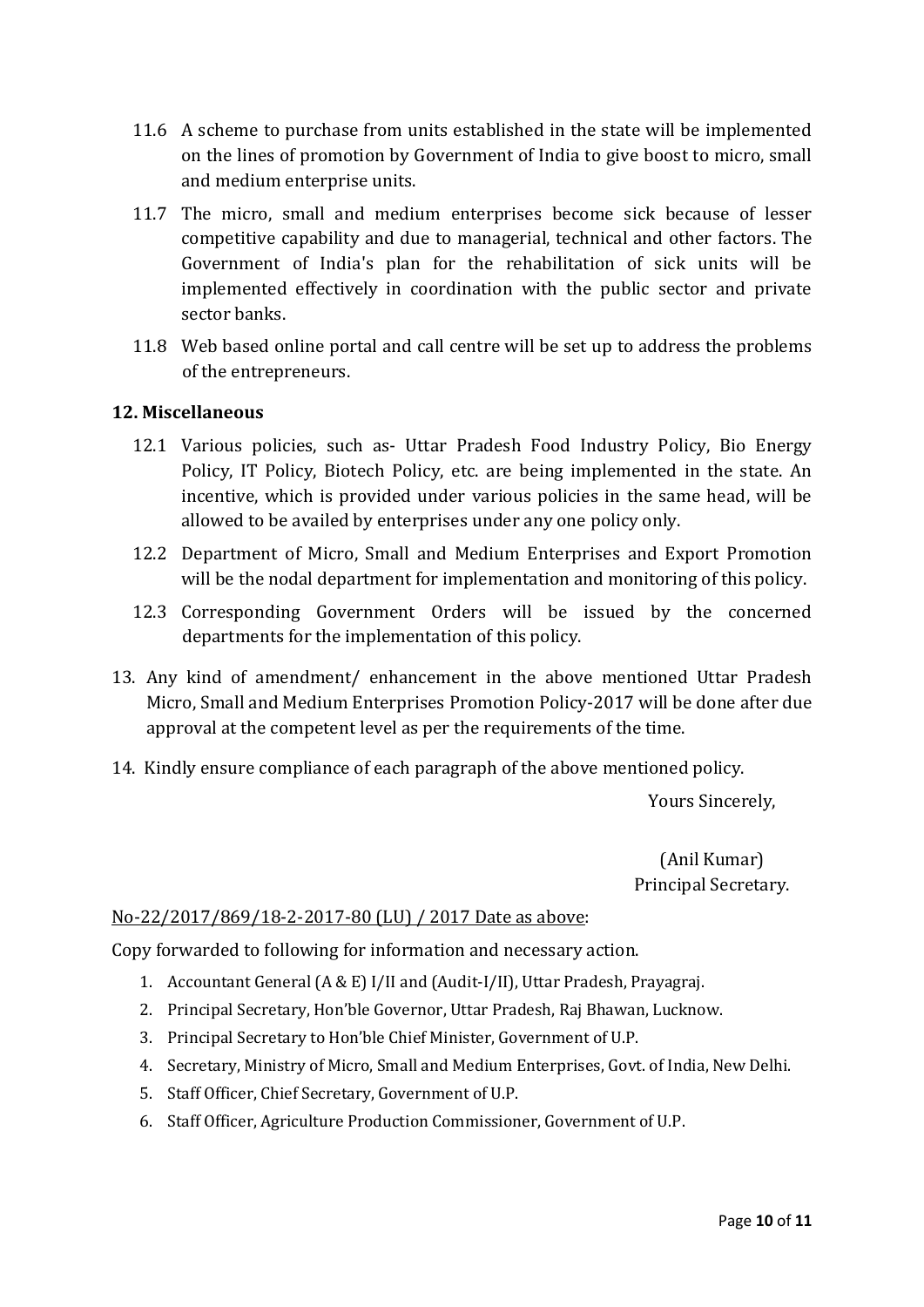11.6 A scheme to purchase from units established in the state will be implemented on the lines of promotion by Government of India to give boost to micro, small and medium enterprise units.

11.7 The micro, small and medium enterprises become sick because of lesser competitive capability and due to managerial, technical and other factors. The Government of India's plan for the rehabilitation of sick units will be implemented effectively in coordination with the public sector and private sector banks.

11.8 Web based online portal and call centre will be set up to address the problems of the entrepreneurs.

**12. Miscellaneous**

12.1 Various policies, such as- Uttar Pradesh Food Industry Policy, Bio Energy Policy, IT Policy, Biotech Policy, etc. are being implemented in the state. An incentive, which is provided under various policies in the same head, will be allowed to be availed by enterprises under any one policy only.

12.2 Department of Micro, Small and Medium Enterprises and Export Promotion will be the nodal department for implementation and monitoring of this policy.

12.3 Corresponding Government Orders will be issued by the concerned departments for the implementation of this policy.

13. Any kind of amendment/ enhancement in the above mentioned Uttar Pradesh Micro, Small and Medium Enterprises Promotion Policy-2017 will be done after due approval at the competent level as per the requirements of the time.

14. Kindly ensure compliance of each paragraph of the above mentioned policy.

Yours Sincerely,

(Anil Kumar)
Principal Secretary.

No-22/2017/869/18-2-2017-80 (LU) / 2017 Date as above:

Copy forwarded to following for information and necessary action.

1. Accountant General (A & E) I/II and (Audit-I/II), Uttar Pradesh, Prayagraj.
2. Principal Secretary, Hon'ble Governor, Uttar Pradesh, Raj Bhawan, Lucknow.
3. Principal Secretary to Hon'ble Chief Minister, Government of U.P.
4. Secretary, Ministry of Micro, Small and Medium Enterprises, Govt. of India, New Delhi.
5. Staff Officer, Chief Secretary, Government of U.P.
6. Staff Officer, Agriculture Production Commissioner, Government of U.P.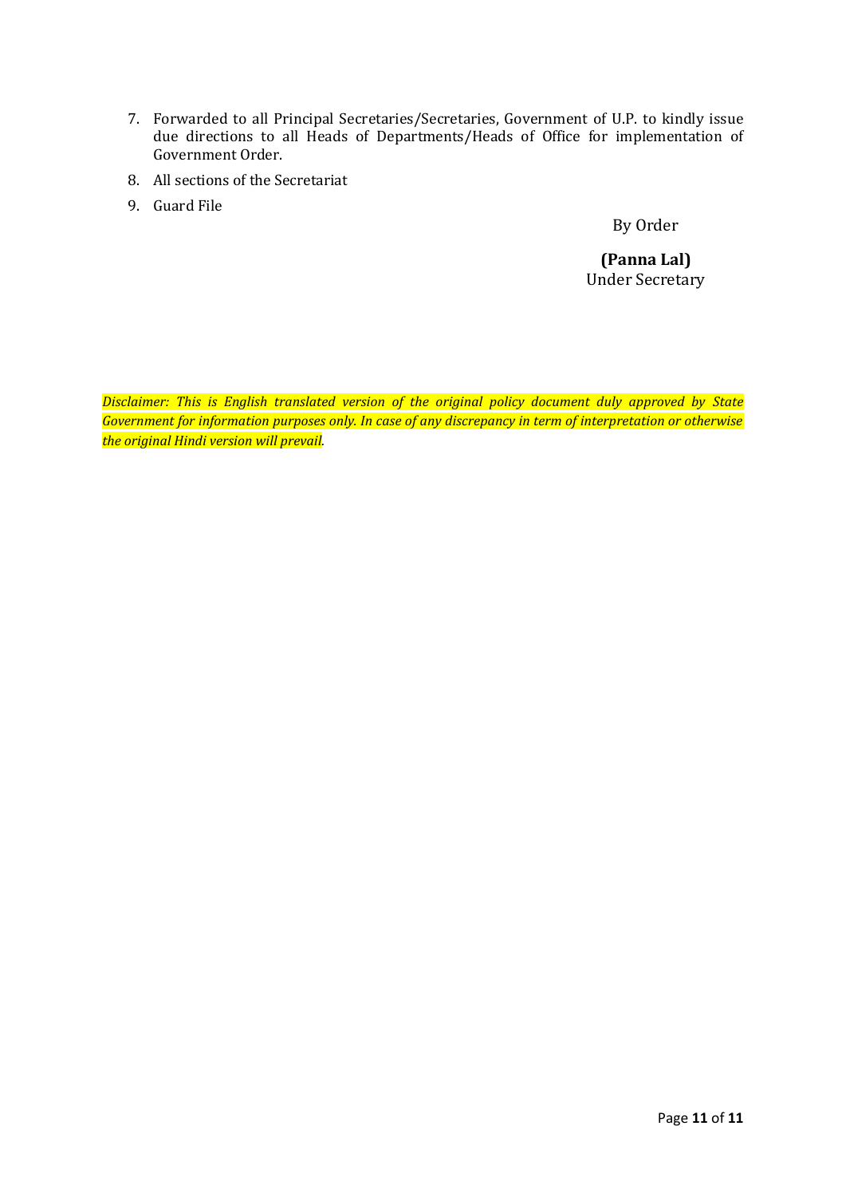7. Forwarded to all Principal Secretaries/Secretaries, Government of U.P. to kindly issue due directions to all Heads of Departments/Heads of Office for implementation of Government Order.
8. All sections of the Secretariat
9. Guard File

By Order

**(Panna Lal)**
Under Secretary

*Disclaimer: This is English translated version of the original policy document duly approved by State Government for information purposes only. In case of any discrepancy in term of interpretation or otherwise the original Hindi version will prevail.*